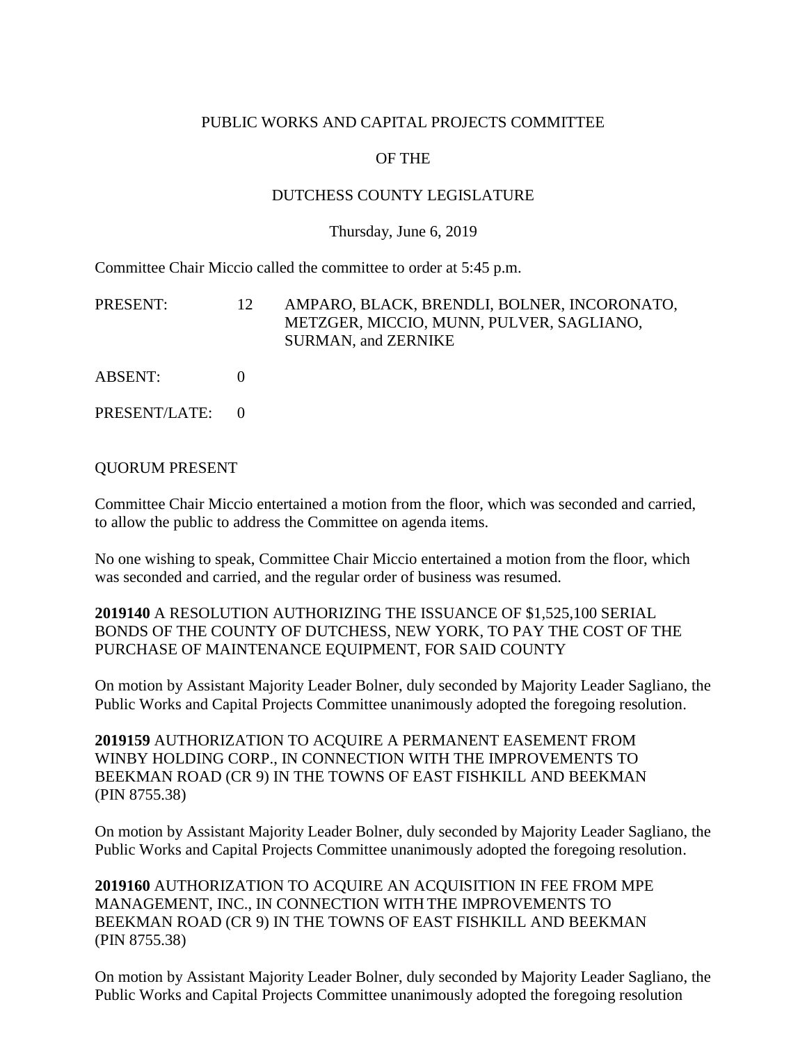PUBLIC WORKS AND CAPITAL PROJECTS COMMITTEE

OF THE

DUTCHESS COUNTY LEGISLATURE

Thursday, June 6, 2019

Committee Chair Miccio called the committee to order at 5:45 p.m.

| | | |
|---|---|---|
| PRESENT: | 12 | AMPARO, BLACK, BRENDLI, BOLNER, INCORONATO, METZGER, MICCIO, MUNN, PULVER, SAGLIANO, SURMAN, and ZERNIKE |
| ABSENT: | 0 | |
| PRESENT/LATE: | 0 | |

QUORUM PRESENT

Committee Chair Miccio entertained a motion from the floor, which was seconded and carried, to allow the public to address the Committee on agenda items.

No one wishing to speak, Committee Chair Miccio entertained a motion from the floor, which was seconded and carried, and the regular order of business was resumed.

**2019140** A RESOLUTION AUTHORIZING THE ISSUANCE OF $1,525,100 SERIAL BONDS OF THE COUNTY OF DUTCHESS, NEW YORK, TO PAY THE COST OF THE PURCHASE OF MAINTENANCE EQUIPMENT, FOR SAID COUNTY

On motion by Assistant Majority Leader Bolner, duly seconded by Majority Leader Sagliano, the Public Works and Capital Projects Committee unanimously adopted the foregoing resolution.

**2019159** AUTHORIZATION TO ACQUIRE A PERMANENT EASEMENT FROM WINBY HOLDING CORP., IN CONNECTION WITH THE IMPROVEMENTS TO BEEKMAN ROAD (CR 9) IN THE TOWNS OF EAST FISHKILL AND BEEKMAN (PIN 8755.38)

On motion by Assistant Majority Leader Bolner, duly seconded by Majority Leader Sagliano, the Public Works and Capital Projects Committee unanimously adopted the foregoing resolution.

**2019160** AUTHORIZATION TO ACQUIRE AN ACQUISITION IN FEE FROM MPE MANAGEMENT, INC., IN CONNECTION WITH THE IMPROVEMENTS TO BEEKMAN ROAD (CR 9) IN THE TOWNS OF EAST FISHKILL AND BEEKMAN (PIN 8755.38)

On motion by Assistant Majority Leader Bolner, duly seconded by Majority Leader Sagliano, the Public Works and Capital Projects Committee unanimously adopted the foregoing resolution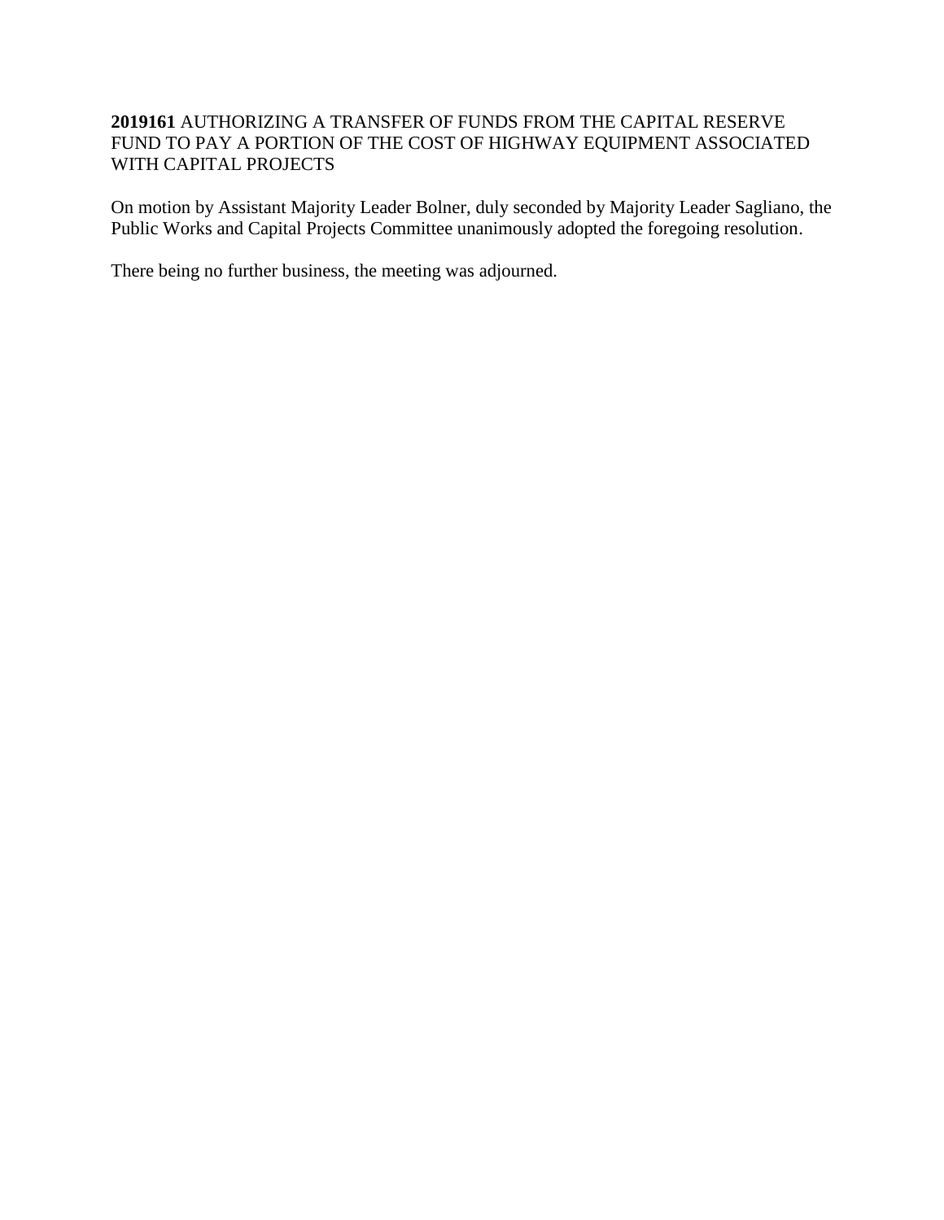**2019161** AUTHORIZING A TRANSFER OF FUNDS FROM THE CAPITAL RESERVE FUND TO PAY A PORTION OF THE COST OF HIGHWAY EQUIPMENT ASSOCIATED WITH CAPITAL PROJECTS

On motion by Assistant Majority Leader Bolner, duly seconded by Majority Leader Sagliano, the Public Works and Capital Projects Committee unanimously adopted the foregoing resolution.

There being no further business, the meeting was adjourned.